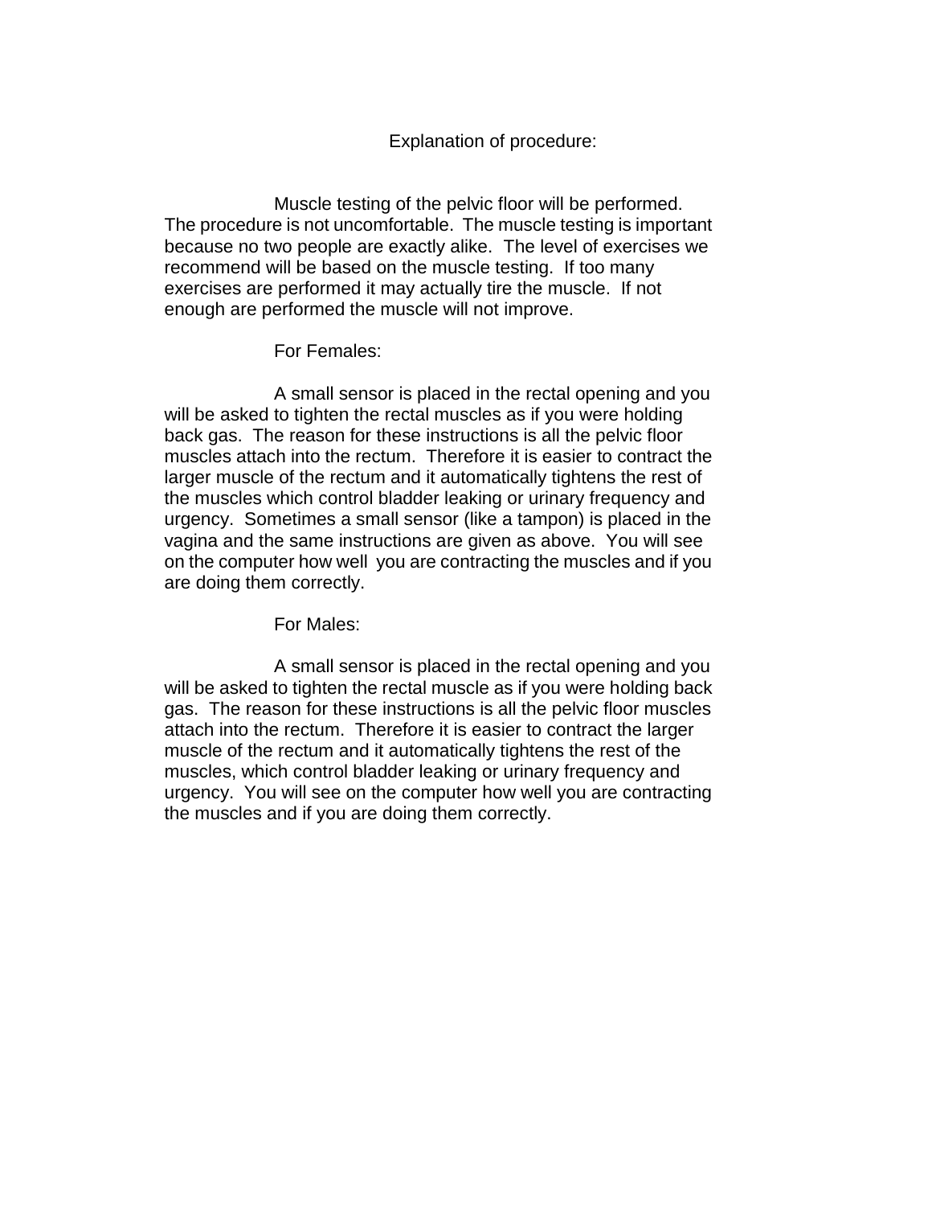# Explanation of procedure:

Muscle testing of the pelvic floor will be performed. The procedure is not uncomfortable. The muscle testing is important because no two people are exactly alike. The level of exercises we recommend will be based on the muscle testing. If too many exercises are performed it may actually tire the muscle. If not enough are performed the muscle will not improve.

## For Females:

A small sensor is placed in the rectal opening and you will be asked to tighten the rectal muscles as if you were holding back gas. The reason for these instructions is all the pelvic floor muscles attach into the rectum. Therefore it is easier to contract the larger muscle of the rectum and it automatically tightens the rest of the muscles which control bladder leaking or urinary frequency and urgency. Sometimes a small sensor (like a tampon) is placed in the vagina and the same instructions are given as above. You will see on the computer how well you are contracting the muscles and if you are doing them correctly.

## For Males:

A small sensor is placed in the rectal opening and you will be asked to tighten the rectal muscle as if you were holding back gas. The reason for these instructions is all the pelvic floor muscles attach into the rectum. Therefore it is easier to contract the larger muscle of the rectum and it automatically tightens the rest of the muscles, which control bladder leaking or urinary frequency and urgency. You will see on the computer how well you are contracting the muscles and if you are doing them correctly.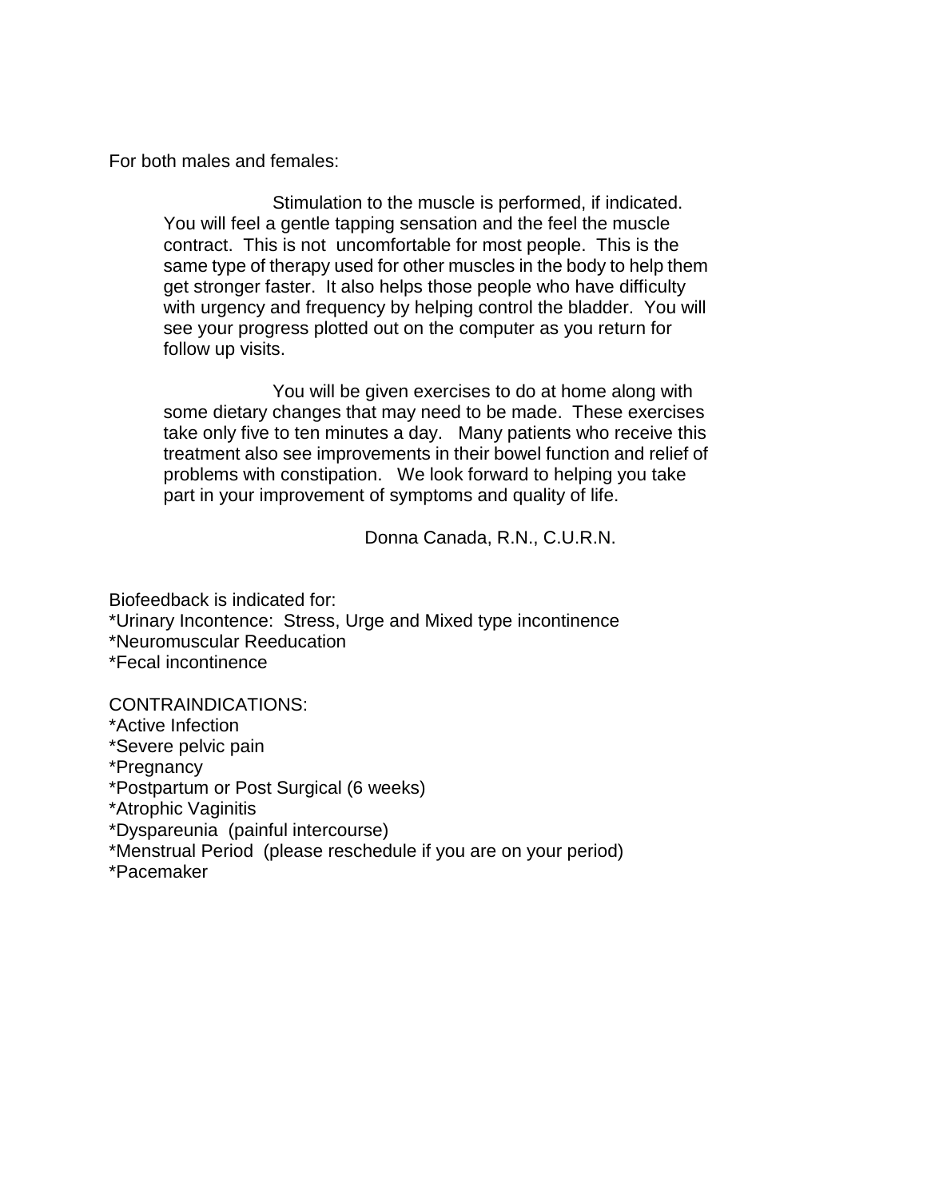For both males and females:

Stimulation to the muscle is performed, if indicated. You will feel a gentle tapping sensation and the feel the muscle contract. This is not uncomfortable for most people. This is the same type of therapy used for other muscles in the body to help them get stronger faster. It also helps those people who have difficulty with urgency and frequency by helping control the bladder. You will see your progress plotted out on the computer as you return for follow up visits.

You will be given exercises to do at home along with some dietary changes that may need to be made. These exercises take only five to ten minutes a day. Many patients who receive this treatment also see improvements in their bowel function and relief of problems with constipation. We look forward to helping you take part in your improvement of symptoms and quality of life.

Donna Canada, R.N., C.U.R.N.

Biofeedback is indicated for:
*Urinary Incontence: Stress, Urge and Mixed type incontinence
*Neuromuscular Reeducation
*Fecal incontinence

CONTRAINDICATIONS:
*Active Infection
*Severe pelvic pain
*Pregnancy
*Postpartum or Post Surgical (6 weeks)
*Atrophic Vaginitis
*Dyspareunia (painful intercourse)
*Menstrual Period (please reschedule if you are on your period)
*Pacemaker